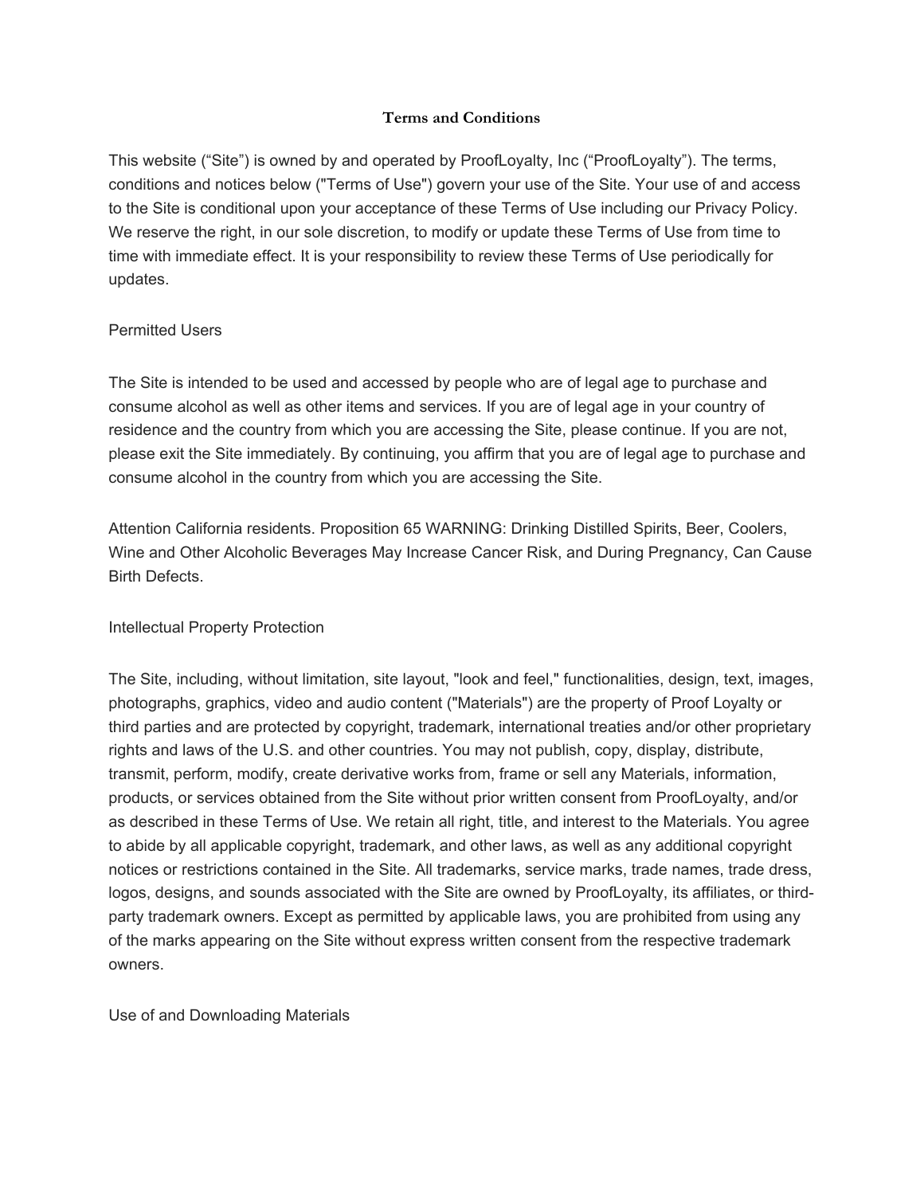# Terms and Conditions

This website (“Site”) is owned by and operated by ProofLoyalty, Inc (“ProofLoyalty”). The terms, conditions and notices below ("Terms of Use") govern your use of the Site. Your use of and access to the Site is conditional upon your acceptance of these Terms of Use including our Privacy Policy. We reserve the right, in our sole discretion, to modify or update these Terms of Use from time to time with immediate effect. It is your responsibility to review these Terms of Use periodically for updates.

## Permitted Users

The Site is intended to be used and accessed by people who are of legal age to purchase and consume alcohol as well as other items and services. If you are of legal age in your country of residence and the country from which you are accessing the Site, please continue. If you are not, please exit the Site immediately. By continuing, you affirm that you are of legal age to purchase and consume alcohol in the country from which you are accessing the Site.

Attention California residents. Proposition 65 WARNING: Drinking Distilled Spirits, Beer, Coolers, Wine and Other Alcoholic Beverages May Increase Cancer Risk, and During Pregnancy, Can Cause Birth Defects.

## Intellectual Property Protection

The Site, including, without limitation, site layout, "look and feel," functionalities, design, text, images, photographs, graphics, video and audio content ("Materials") are the property of Proof Loyalty or third parties and are protected by copyright, trademark, international treaties and/or other proprietary rights and laws of the U.S. and other countries. You may not publish, copy, display, distribute, transmit, perform, modify, create derivative works from, frame or sell any Materials, information, products, or services obtained from the Site without prior written consent from ProofLoyalty, and/or as described in these Terms of Use. We retain all right, title, and interest to the Materials. You agree to abide by all applicable copyright, trademark, and other laws, as well as any additional copyright notices or restrictions contained in the Site. All trademarks, service marks, trade names, trade dress, logos, designs, and sounds associated with the Site are owned by ProofLoyalty, its affiliates, or third-party trademark owners. Except as permitted by applicable laws, you are prohibited from using any of the marks appearing on the Site without express written consent from the respective trademark owners.

## Use of and Downloading Materials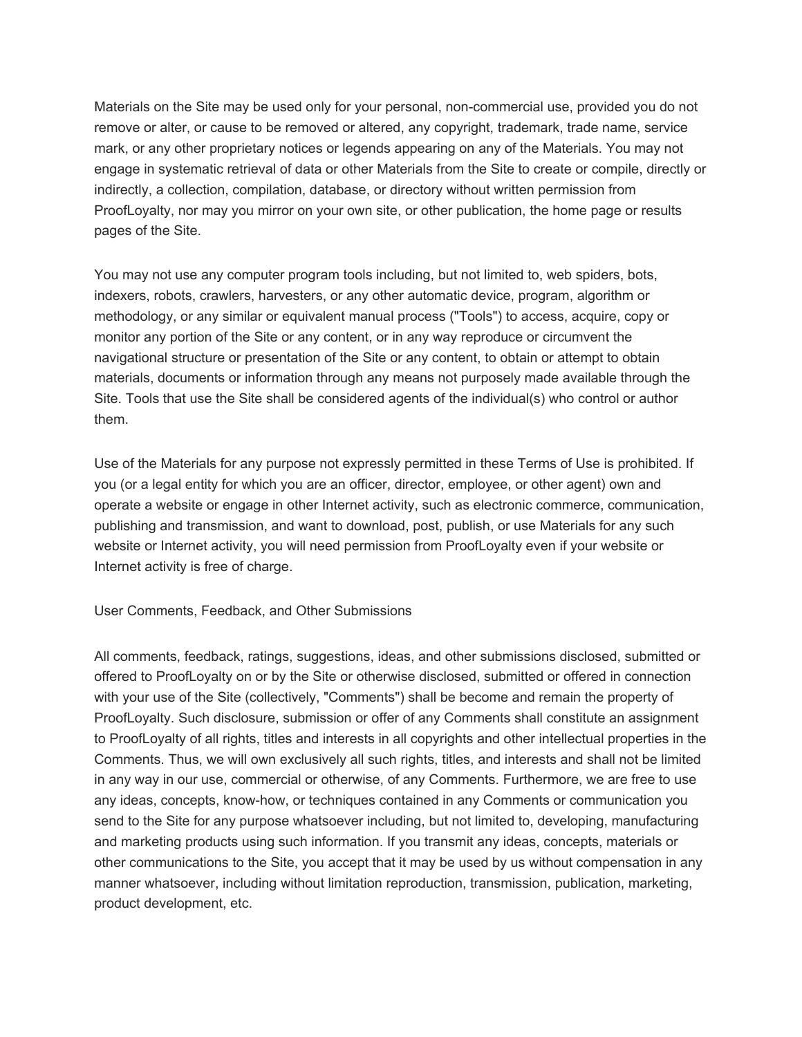Materials on the Site may be used only for your personal, non-commercial use, provided you do not remove or alter, or cause to be removed or altered, any copyright, trademark, trade name, service mark, or any other proprietary notices or legends appearing on any of the Materials. You may not engage in systematic retrieval of data or other Materials from the Site to create or compile, directly or indirectly, a collection, compilation, database, or directory without written permission from ProofLoyalty, nor may you mirror on your own site, or other publication, the home page or results pages of the Site.

You may not use any computer program tools including, but not limited to, web spiders, bots, indexers, robots, crawlers, harvesters, or any other automatic device, program, algorithm or methodology, or any similar or equivalent manual process ("Tools") to access, acquire, copy or monitor any portion of the Site or any content, or in any way reproduce or circumvent the navigational structure or presentation of the Site or any content, to obtain or attempt to obtain materials, documents or information through any means not purposely made available through the Site. Tools that use the Site shall be considered agents of the individual(s) who control or author them.

Use of the Materials for any purpose not expressly permitted in these Terms of Use is prohibited. If you (or a legal entity for which you are an officer, director, employee, or other agent) own and operate a website or engage in other Internet activity, such as electronic commerce, communication, publishing and transmission, and want to download, post, publish, or use Materials for any such website or Internet activity, you will need permission from ProofLoyalty even if your website or Internet activity is free of charge.

User Comments, Feedback, and Other Submissions

All comments, feedback, ratings, suggestions, ideas, and other submissions disclosed, submitted or offered to ProofLoyalty on or by the Site or otherwise disclosed, submitted or offered in connection with your use of the Site (collectively, "Comments") shall be become and remain the property of ProofLoyalty. Such disclosure, submission or offer of any Comments shall constitute an assignment to ProofLoyalty of all rights, titles and interests in all copyrights and other intellectual properties in the Comments. Thus, we will own exclusively all such rights, titles, and interests and shall not be limited in any way in our use, commercial or otherwise, of any Comments. Furthermore, we are free to use any ideas, concepts, know-how, or techniques contained in any Comments or communication you send to the Site for any purpose whatsoever including, but not limited to, developing, manufacturing and marketing products using such information. If you transmit any ideas, concepts, materials or other communications to the Site, you accept that it may be used by us without compensation in any manner whatsoever, including without limitation reproduction, transmission, publication, marketing, product development, etc.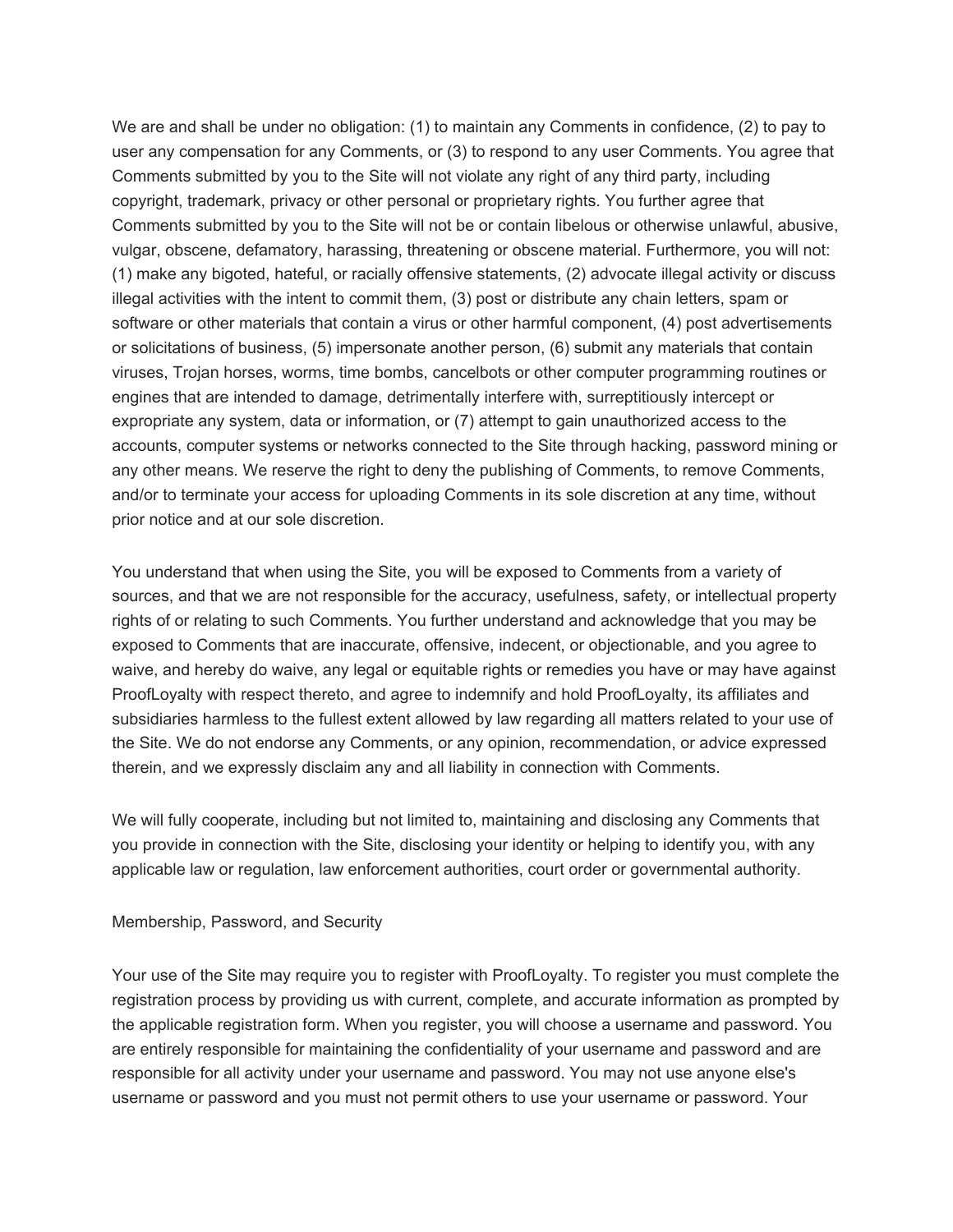We are and shall be under no obligation: (1) to maintain any Comments in confidence, (2) to pay to user any compensation for any Comments, or (3) to respond to any user Comments. You agree that Comments submitted by you to the Site will not violate any right of any third party, including copyright, trademark, privacy or other personal or proprietary rights. You further agree that Comments submitted by you to the Site will not be or contain libelous or otherwise unlawful, abusive, vulgar, obscene, defamatory, harassing, threatening or obscene material. Furthermore, you will not: (1) make any bigoted, hateful, or racially offensive statements, (2) advocate illegal activity or discuss illegal activities with the intent to commit them, (3) post or distribute any chain letters, spam or software or other materials that contain a virus or other harmful component, (4) post advertisements or solicitations of business, (5) impersonate another person, (6) submit any materials that contain viruses, Trojan horses, worms, time bombs, cancelbots or other computer programming routines or engines that are intended to damage, detrimentally interfere with, surreptitiously intercept or expropriate any system, data or information, or (7) attempt to gain unauthorized access to the accounts, computer systems or networks connected to the Site through hacking, password mining or any other means. We reserve the right to deny the publishing of Comments, to remove Comments, and/or to terminate your access for uploading Comments in its sole discretion at any time, without prior notice and at our sole discretion.

You understand that when using the Site, you will be exposed to Comments from a variety of sources, and that we are not responsible for the accuracy, usefulness, safety, or intellectual property rights of or relating to such Comments. You further understand and acknowledge that you may be exposed to Comments that are inaccurate, offensive, indecent, or objectionable, and you agree to waive, and hereby do waive, any legal or equitable rights or remedies you have or may have against ProofLoyalty with respect thereto, and agree to indemnify and hold ProofLoyalty, its affiliates and subsidiaries harmless to the fullest extent allowed by law regarding all matters related to your use of the Site. We do not endorse any Comments, or any opinion, recommendation, or advice expressed therein, and we expressly disclaim any and all liability in connection with Comments.

We will fully cooperate, including but not limited to, maintaining and disclosing any Comments that you provide in connection with the Site, disclosing your identity or helping to identify you, with any applicable law or regulation, law enforcement authorities, court order or governmental authority.

Membership, Password, and Security

Your use of the Site may require you to register with ProofLoyalty. To register you must complete the registration process by providing us with current, complete, and accurate information as prompted by the applicable registration form. When you register, you will choose a username and password. You are entirely responsible for maintaining the confidentiality of your username and password and are responsible for all activity under your username and password. You may not use anyone else's username or password and you must not permit others to use your username or password. Your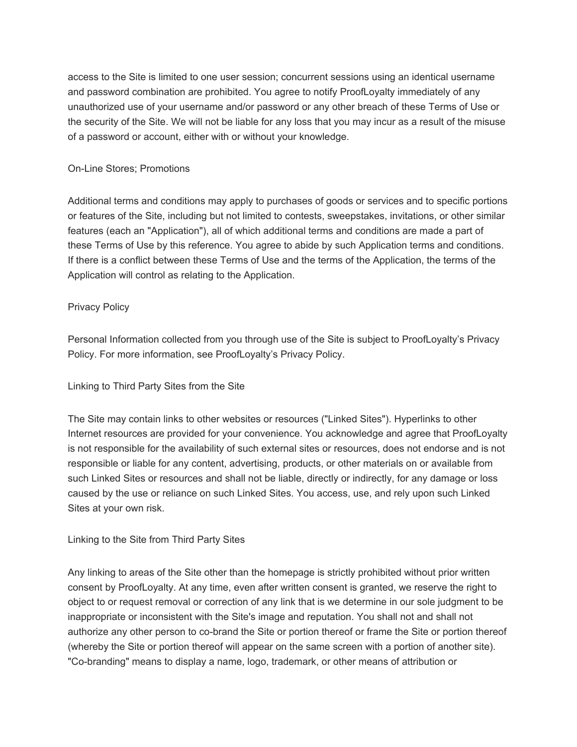access to the Site is limited to one user session; concurrent sessions using an identical username and password combination are prohibited. You agree to notify ProofLoyalty immediately of any unauthorized use of your username and/or password or any other breach of these Terms of Use or the security of the Site. We will not be liable for any loss that you may incur as a result of the misuse of a password or account, either with or without your knowledge.

## On-Line Stores; Promotions

Additional terms and conditions may apply to purchases of goods or services and to specific portions or features of the Site, including but not limited to contests, sweepstakes, invitations, or other similar features (each an "Application"), all of which additional terms and conditions are made a part of these Terms of Use by this reference. You agree to abide by such Application terms and conditions. If there is a conflict between these Terms of Use and the terms of the Application, the terms of the Application will control as relating to the Application.

## Privacy Policy

Personal Information collected from you through use of the Site is subject to ProofLoyalty's Privacy Policy. For more information, see ProofLoyalty's Privacy Policy.

## Linking to Third Party Sites from the Site

The Site may contain links to other websites or resources ("Linked Sites"). Hyperlinks to other Internet resources are provided for your convenience. You acknowledge and agree that ProofLoyalty is not responsible for the availability of such external sites or resources, does not endorse and is not responsible or liable for any content, advertising, products, or other materials on or available from such Linked Sites or resources and shall not be liable, directly or indirectly, for any damage or loss caused by the use or reliance on such Linked Sites. You access, use, and rely upon such Linked Sites at your own risk.

## Linking to the Site from Third Party Sites

Any linking to areas of the Site other than the homepage is strictly prohibited without prior written consent by ProofLoyalty. At any time, even after written consent is granted, we reserve the right to object to or request removal or correction of any link that is we determine in our sole judgment to be inappropriate or inconsistent with the Site's image and reputation. You shall not and shall not authorize any other person to co-brand the Site or portion thereof or frame the Site or portion thereof (whereby the Site or portion thereof will appear on the same screen with a portion of another site). "Co-branding" means to display a name, logo, trademark, or other means of attribution or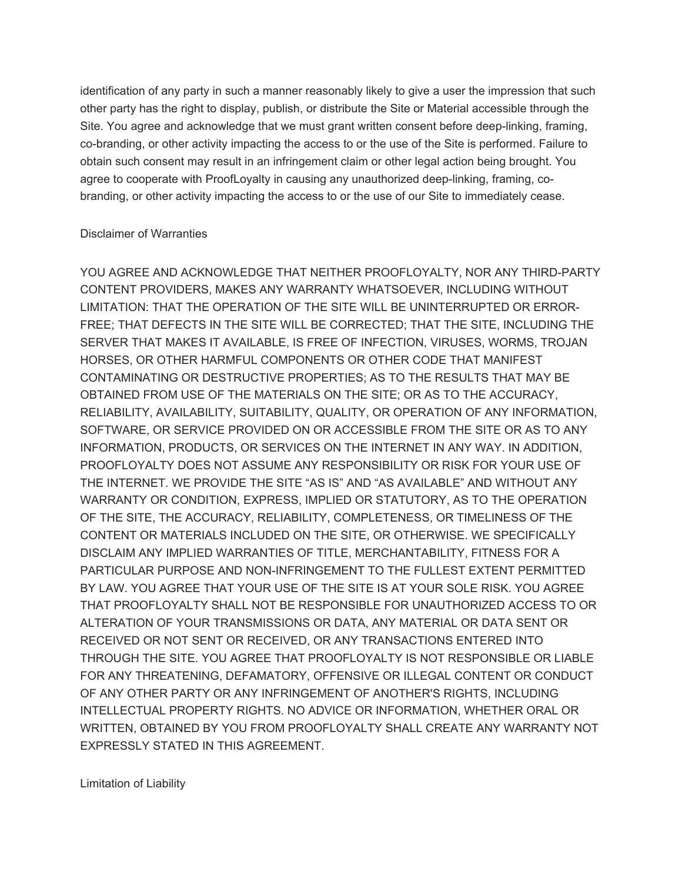identification of any party in such a manner reasonably likely to give a user the impression that such other party has the right to display, publish, or distribute the Site or Material accessible through the Site. You agree and acknowledge that we must grant written consent before deep-linking, framing, co-branding, or other activity impacting the access to or the use of the Site is performed. Failure to obtain such consent may result in an infringement claim or other legal action being brought. You agree to cooperate with ProofLoyalty in causing any unauthorized deep-linking, framing, co-branding, or other activity impacting the access to or the use of our Site to immediately cease.

## Disclaimer of Warranties

YOU AGREE AND ACKNOWLEDGE THAT NEITHER PROOFLOYALTY, NOR ANY THIRD-PARTY CONTENT PROVIDERS, MAKES ANY WARRANTY WHATSOEVER, INCLUDING WITHOUT LIMITATION: THAT THE OPERATION OF THE SITE WILL BE UNINTERRUPTED OR ERROR-FREE; THAT DEFECTS IN THE SITE WILL BE CORRECTED; THAT THE SITE, INCLUDING THE SERVER THAT MAKES IT AVAILABLE, IS FREE OF INFECTION, VIRUSES, WORMS, TROJAN HORSES, OR OTHER HARMFUL COMPONENTS OR OTHER CODE THAT MANIFEST CONTAMINATING OR DESTRUCTIVE PROPERTIES; AS TO THE RESULTS THAT MAY BE OBTAINED FROM USE OF THE MATERIALS ON THE SITE; OR AS TO THE ACCURACY, RELIABILITY, AVAILABILITY, SUITABILITY, QUALITY, OR OPERATION OF ANY INFORMATION, SOFTWARE, OR SERVICE PROVIDED ON OR ACCESSIBLE FROM THE SITE OR AS TO ANY INFORMATION, PRODUCTS, OR SERVICES ON THE INTERNET IN ANY WAY. IN ADDITION, PROOFLOYALTY DOES NOT ASSUME ANY RESPONSIBILITY OR RISK FOR YOUR USE OF THE INTERNET. WE PROVIDE THE SITE "AS IS" AND "AS AVAILABLE" AND WITHOUT ANY WARRANTY OR CONDITION, EXPRESS, IMPLIED OR STATUTORY, AS TO THE OPERATION OF THE SITE, THE ACCURACY, RELIABILITY, COMPLETENESS, OR TIMELINESS OF THE CONTENT OR MATERIALS INCLUDED ON THE SITE, OR OTHERWISE. WE SPECIFICALLY DISCLAIM ANY IMPLIED WARRANTIES OF TITLE, MERCHANTABILITY, FITNESS FOR A PARTICULAR PURPOSE AND NON-INFRINGEMENT TO THE FULLEST EXTENT PERMITTED BY LAW. YOU AGREE THAT YOUR USE OF THE SITE IS AT YOUR SOLE RISK. YOU AGREE THAT PROOFLOYALTY SHALL NOT BE RESPONSIBLE FOR UNAUTHORIZED ACCESS TO OR ALTERATION OF YOUR TRANSMISSIONS OR DATA, ANY MATERIAL OR DATA SENT OR RECEIVED OR NOT SENT OR RECEIVED, OR ANY TRANSACTIONS ENTERED INTO THROUGH THE SITE. YOU AGREE THAT PROOFLOYALTY IS NOT RESPONSIBLE OR LIABLE FOR ANY THREATENING, DEFAMATORY, OFFENSIVE OR ILLEGAL CONTENT OR CONDUCT OF ANY OTHER PARTY OR ANY INFRINGEMENT OF ANOTHER'S RIGHTS, INCLUDING INTELLECTUAL PROPERTY RIGHTS. NO ADVICE OR INFORMATION, WHETHER ORAL OR WRITTEN, OBTAINED BY YOU FROM PROOFLOYALTY SHALL CREATE ANY WARRANTY NOT EXPRESSLY STATED IN THIS AGREEMENT.

## Limitation of Liability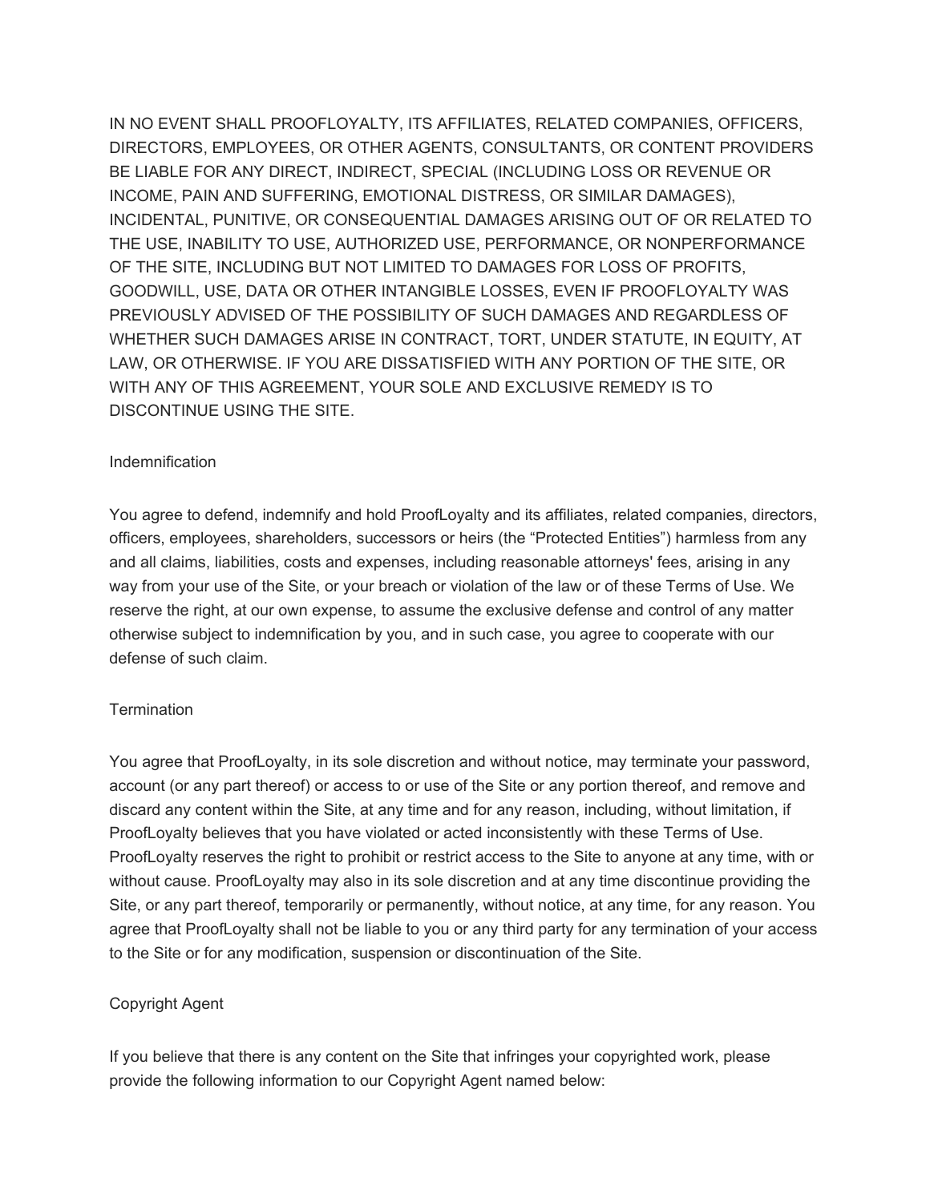IN NO EVENT SHALL PROOFLOYALTY, ITS AFFILIATES, RELATED COMPANIES, OFFICERS, DIRECTORS, EMPLOYEES, OR OTHER AGENTS, CONSULTANTS, OR CONTENT PROVIDERS BE LIABLE FOR ANY DIRECT, INDIRECT, SPECIAL (INCLUDING LOSS OR REVENUE OR INCOME, PAIN AND SUFFERING, EMOTIONAL DISTRESS, OR SIMILAR DAMAGES), INCIDENTAL, PUNITIVE, OR CONSEQUENTIAL DAMAGES ARISING OUT OF OR RELATED TO THE USE, INABILITY TO USE, AUTHORIZED USE, PERFORMANCE, OR NONPERFORMANCE OF THE SITE, INCLUDING BUT NOT LIMITED TO DAMAGES FOR LOSS OF PROFITS, GOODWILL, USE, DATA OR OTHER INTANGIBLE LOSSES, EVEN IF PROOFLOYALTY WAS PREVIOUSLY ADVISED OF THE POSSIBILITY OF SUCH DAMAGES AND REGARDLESS OF WHETHER SUCH DAMAGES ARISE IN CONTRACT, TORT, UNDER STATUTE, IN EQUITY, AT LAW, OR OTHERWISE. IF YOU ARE DISSATISFIED WITH ANY PORTION OF THE SITE, OR WITH ANY OF THIS AGREEMENT, YOUR SOLE AND EXCLUSIVE REMEDY IS TO DISCONTINUE USING THE SITE.

## Indemnification

You agree to defend, indemnify and hold ProofLoyalty and its affiliates, related companies, directors, officers, employees, shareholders, successors or heirs (the “Protected Entities”) harmless from any and all claims, liabilities, costs and expenses, including reasonable attorneys' fees, arising in any way from your use of the Site, or your breach or violation of the law or of these Terms of Use. We reserve the right, at our own expense, to assume the exclusive defense and control of any matter otherwise subject to indemnification by you, and in such case, you agree to cooperate with our defense of such claim.

## Termination

You agree that ProofLoyalty, in its sole discretion and without notice, may terminate your password, account (or any part thereof) or access to or use of the Site or any portion thereof, and remove and discard any content within the Site, at any time and for any reason, including, without limitation, if ProofLoyalty believes that you have violated or acted inconsistently with these Terms of Use. ProofLoyalty reserves the right to prohibit or restrict access to the Site to anyone at any time, with or without cause. ProofLoyalty may also in its sole discretion and at any time discontinue providing the Site, or any part thereof, temporarily or permanently, without notice, at any time, for any reason. You agree that ProofLoyalty shall not be liable to you or any third party for any termination of your access to the Site or for any modification, suspension or discontinuation of the Site.

## Copyright Agent

If you believe that there is any content on the Site that infringes your copyrighted work, please provide the following information to our Copyright Agent named below: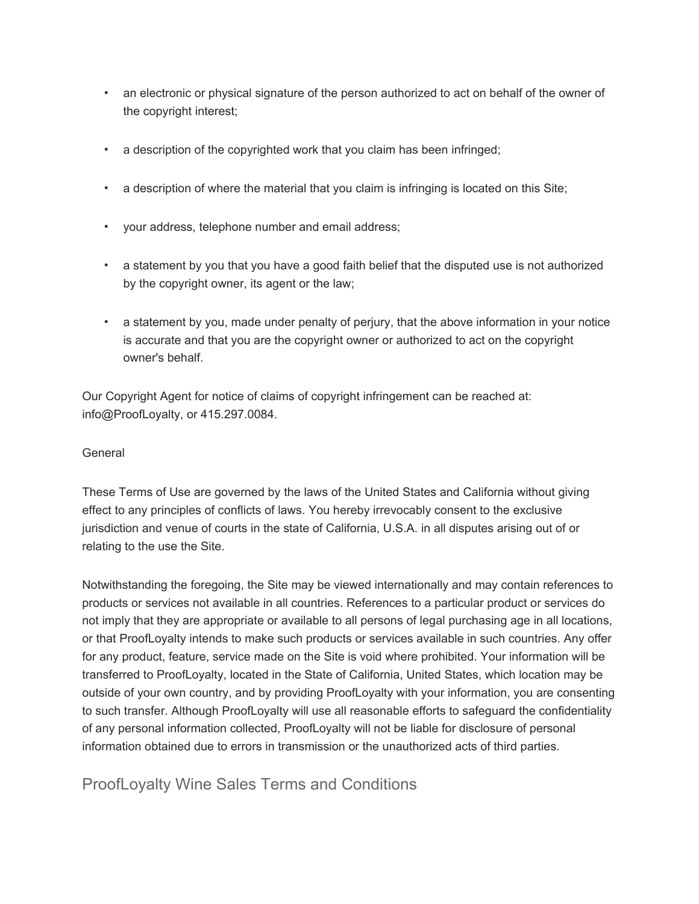- an electronic or physical signature of the person authorized to act on behalf of the owner of the copyright interest;
- a description of the copyrighted work that you claim has been infringed;
- a description of where the material that you claim is infringing is located on this Site;
- your address, telephone number and email address;
- a statement by you that you have a good faith belief that the disputed use is not authorized by the copyright owner, its agent or the law;
- a statement by you, made under penalty of perjury, that the above information in your notice is accurate and that you are the copyright owner or authorized to act on the copyright owner's behalf.

Our Copyright Agent for notice of claims of copyright infringement can be reached at: info@ProofLoyalty, or 415.297.0084.

General

These Terms of Use are governed by the laws of the United States and California without giving effect to any principles of conflicts of laws. You hereby irrevocably consent to the exclusive jurisdiction and venue of courts in the state of California, U.S.A. in all disputes arising out of or relating to the use the Site.

Notwithstanding the foregoing, the Site may be viewed internationally and may contain references to products or services not available in all countries. References to a particular product or services do not imply that they are appropriate or available to all persons of legal purchasing age in all locations, or that ProofLoyalty intends to make such products or services available in such countries. Any offer for any product, feature, service made on the Site is void where prohibited. Your information will be transferred to ProofLoyalty, located in the State of California, United States, which location may be outside of your own country, and by providing ProofLoyalty with your information, you are consenting to such transfer. Although ProofLoyalty will use all reasonable efforts to safeguard the confidentiality of any personal information collected, ProofLoyalty will not be liable for disclosure of personal information obtained due to errors in transmission or the unauthorized acts of third parties.

## ProofLoyalty Wine Sales Terms and Conditions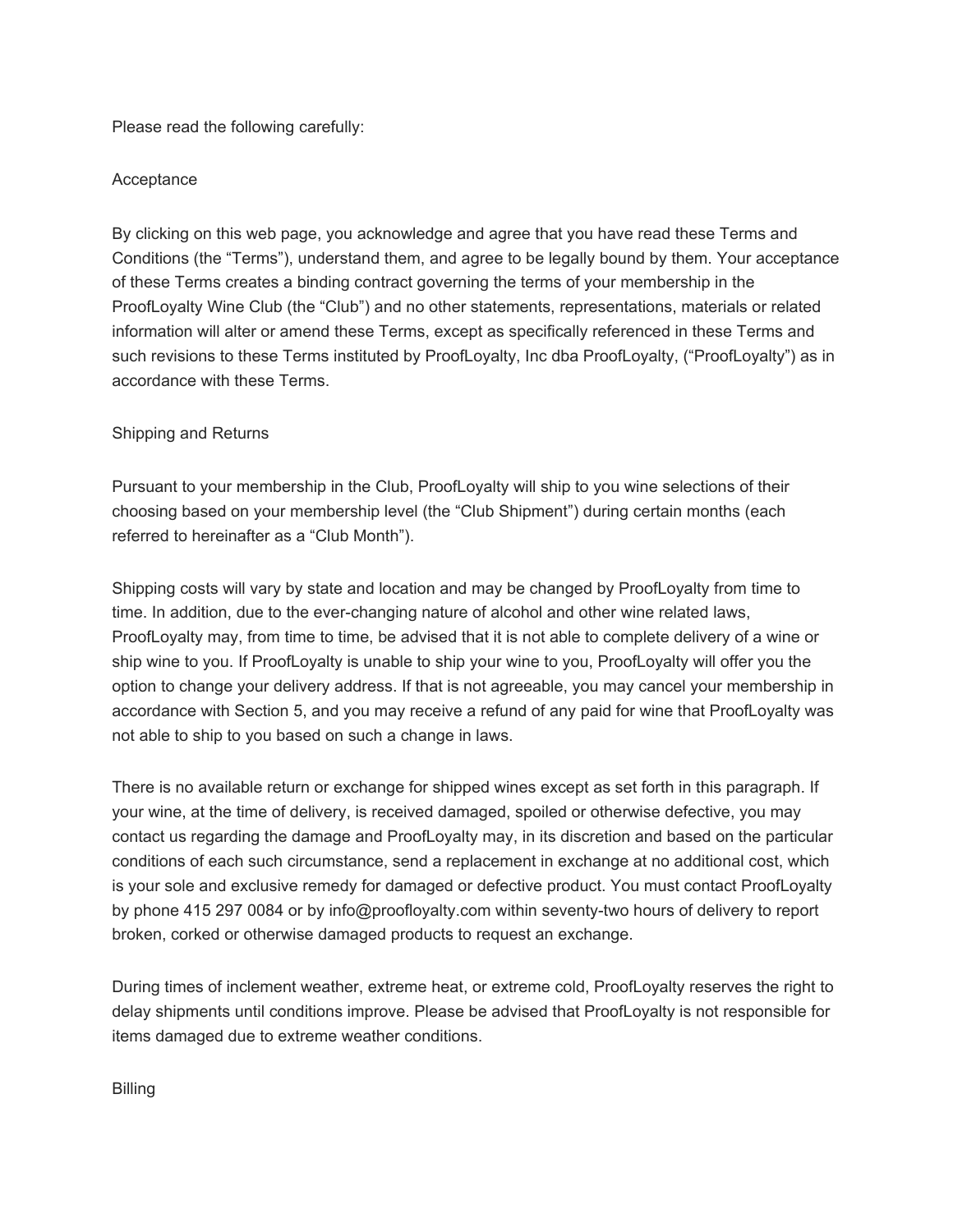Please read the following carefully:

## Acceptance

By clicking on this web page, you acknowledge and agree that you have read these Terms and Conditions (the “Terms”), understand them, and agree to be legally bound by them. Your acceptance of these Terms creates a binding contract governing the terms of your membership in the ProofLoyalty Wine Club (the “Club”) and no other statements, representations, materials or related information will alter or amend these Terms, except as specifically referenced in these Terms and such revisions to these Terms instituted by ProofLoyalty, Inc dba ProofLoyalty, (“ProofLoyalty”) as in accordance with these Terms.

## Shipping and Returns

Pursuant to your membership in the Club, ProofLoyalty will ship to you wine selections of their choosing based on your membership level (the “Club Shipment”) during certain months (each referred to hereinafter as a “Club Month”).

Shipping costs will vary by state and location and may be changed by ProofLoyalty from time to time. In addition, due to the ever-changing nature of alcohol and other wine related laws, ProofLoyalty may, from time to time, be advised that it is not able to complete delivery of a wine or ship wine to you. If ProofLoyalty is unable to ship your wine to you, ProofLoyalty will offer you the option to change your delivery address. If that is not agreeable, you may cancel your membership in accordance with Section 5, and you may receive a refund of any paid for wine that ProofLoyalty was not able to ship to you based on such a change in laws.

There is no available return or exchange for shipped wines except as set forth in this paragraph. If your wine, at the time of delivery, is received damaged, spoiled or otherwise defective, you may contact us regarding the damage and ProofLoyalty may, in its discretion and based on the particular conditions of each such circumstance, send a replacement in exchange at no additional cost, which is your sole and exclusive remedy for damaged or defective product. You must contact ProofLoyalty by phone 415 297 0084 or by info@proofloyalty.com within seventy-two hours of delivery to report broken, corked or otherwise damaged products to request an exchange.

During times of inclement weather, extreme heat, or extreme cold, ProofLoyalty reserves the right to delay shipments until conditions improve. Please be advised that ProofLoyalty is not responsible for items damaged due to extreme weather conditions.

## Billing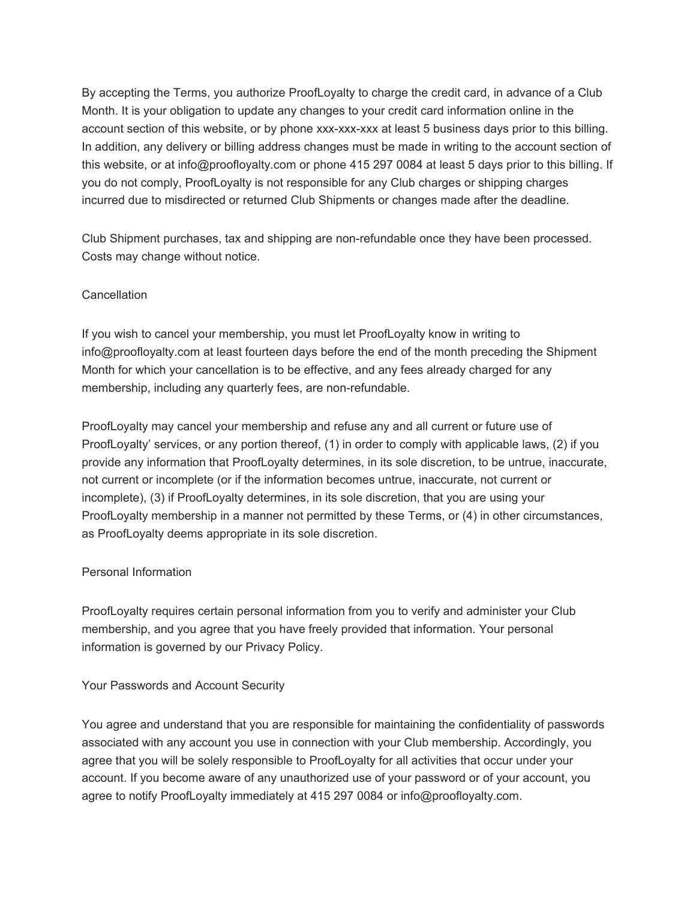By accepting the Terms, you authorize ProofLoyalty to charge the credit card, in advance of a Club Month. It is your obligation to update any changes to your credit card information online in the account section of this website, or by phone xxx-xxx-xxx at least 5 business days prior to this billing. In addition, any delivery or billing address changes must be made in writing to the account section of this website, or at info@proofloyalty.com or phone 415 297 0084 at least 5 days prior to this billing. If you do not comply, ProofLoyalty is not responsible for any Club charges or shipping charges incurred due to misdirected or returned Club Shipments or changes made after the deadline.

Club Shipment purchases, tax and shipping are non-refundable once they have been processed. Costs may change without notice.

## Cancellation

If you wish to cancel your membership, you must let ProofLoyalty know in writing to info@proofloyalty.com at least fourteen days before the end of the month preceding the Shipment Month for which your cancellation is to be effective, and any fees already charged for any membership, including any quarterly fees, are non-refundable.

ProofLoyalty may cancel your membership and refuse any and all current or future use of ProofLoyalty' services, or any portion thereof, (1) in order to comply with applicable laws, (2) if you provide any information that ProofLoyalty determines, in its sole discretion, to be untrue, inaccurate, not current or incomplete (or if the information becomes untrue, inaccurate, not current or incomplete), (3) if ProofLoyalty determines, in its sole discretion, that you are using your ProofLoyalty membership in a manner not permitted by these Terms, or (4) in other circumstances, as ProofLoyalty deems appropriate in its sole discretion.

## Personal Information

ProofLoyalty requires certain personal information from you to verify and administer your Club membership, and you agree that you have freely provided that information. Your personal information is governed by our Privacy Policy.

## Your Passwords and Account Security

You agree and understand that you are responsible for maintaining the confidentiality of passwords associated with any account you use in connection with your Club membership. Accordingly, you agree that you will be solely responsible to ProofLoyalty for all activities that occur under your account. If you become aware of any unauthorized use of your password or of your account, you agree to notify ProofLoyalty immediately at 415 297 0084 or info@proofloyalty.com.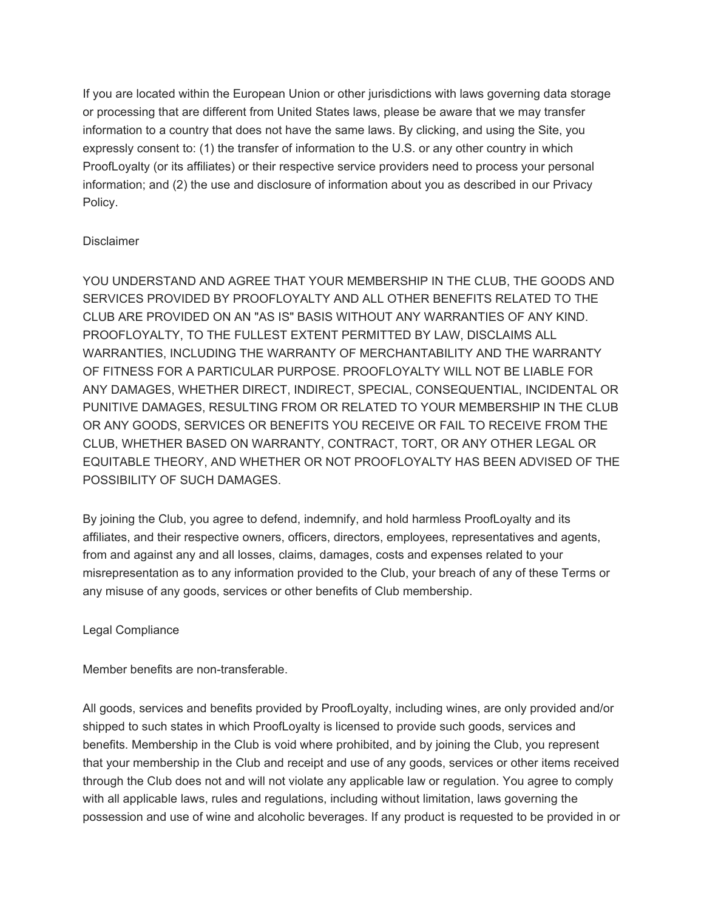If you are located within the European Union or other jurisdictions with laws governing data storage or processing that are different from United States laws, please be aware that we may transfer information to a country that does not have the same laws. By clicking, and using the Site, you expressly consent to: (1) the transfer of information to the U.S. or any other country in which ProofLoyalty (or its affiliates) or their respective service providers need to process your personal information; and (2) the use and disclosure of information about you as described in our Privacy Policy.

## Disclaimer

YOU UNDERSTAND AND AGREE THAT YOUR MEMBERSHIP IN THE CLUB, THE GOODS AND SERVICES PROVIDED BY PROOFLOYALTY AND ALL OTHER BENEFITS RELATED TO THE CLUB ARE PROVIDED ON AN "AS IS" BASIS WITHOUT ANY WARRANTIES OF ANY KIND. PROOFLOYALTY, TO THE FULLEST EXTENT PERMITTED BY LAW, DISCLAIMS ALL WARRANTIES, INCLUDING THE WARRANTY OF MERCHANTABILITY AND THE WARRANTY OF FITNESS FOR A PARTICULAR PURPOSE. PROOFLOYALTY WILL NOT BE LIABLE FOR ANY DAMAGES, WHETHER DIRECT, INDIRECT, SPECIAL, CONSEQUENTIAL, INCIDENTAL OR PUNITIVE DAMAGES, RESULTING FROM OR RELATED TO YOUR MEMBERSHIP IN THE CLUB OR ANY GOODS, SERVICES OR BENEFITS YOU RECEIVE OR FAIL TO RECEIVE FROM THE CLUB, WHETHER BASED ON WARRANTY, CONTRACT, TORT, OR ANY OTHER LEGAL OR EQUITABLE THEORY, AND WHETHER OR NOT PROOFLOYALTY HAS BEEN ADVISED OF THE POSSIBILITY OF SUCH DAMAGES.

By joining the Club, you agree to defend, indemnify, and hold harmless ProofLoyalty and its affiliates, and their respective owners, officers, directors, employees, representatives and agents, from and against any and all losses, claims, damages, costs and expenses related to your misrepresentation as to any information provided to the Club, your breach of any of these Terms or any misuse of any goods, services or other benefits of Club membership.

## Legal Compliance

Member benefits are non-transferable.

All goods, services and benefits provided by ProofLoyalty, including wines, are only provided and/or shipped to such states in which ProofLoyalty is licensed to provide such goods, services and benefits. Membership in the Club is void where prohibited, and by joining the Club, you represent that your membership in the Club and receipt and use of any goods, services or other items received through the Club does not and will not violate any applicable law or regulation. You agree to comply with all applicable laws, rules and regulations, including without limitation, laws governing the possession and use of wine and alcoholic beverages. If any product is requested to be provided in or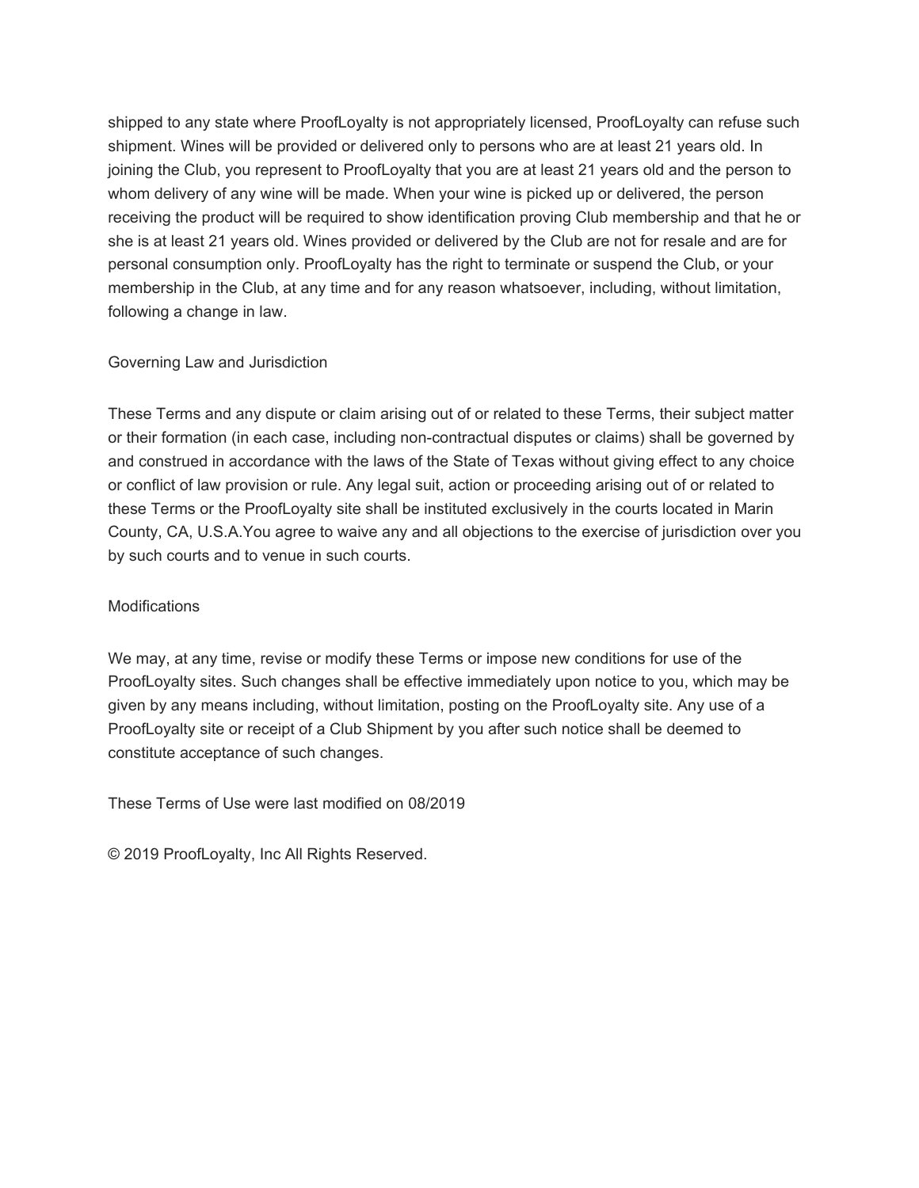shipped to any state where ProofLoyalty is not appropriately licensed, ProofLoyalty can refuse such shipment. Wines will be provided or delivered only to persons who are at least 21 years old. In joining the Club, you represent to ProofLoyalty that you are at least 21 years old and the person to whom delivery of any wine will be made. When your wine is picked up or delivered, the person receiving the product will be required to show identification proving Club membership and that he or she is at least 21 years old. Wines provided or delivered by the Club are not for resale and are for personal consumption only. ProofLoyalty has the right to terminate or suspend the Club, or your membership in the Club, at any time and for any reason whatsoever, including, without limitation, following a change in law.

## Governing Law and Jurisdiction

These Terms and any dispute or claim arising out of or related to these Terms, their subject matter or their formation (in each case, including non-contractual disputes or claims) shall be governed by and construed in accordance with the laws of the State of Texas without giving effect to any choice or conflict of law provision or rule. Any legal suit, action or proceeding arising out of or related to these Terms or the ProofLoyalty site shall be instituted exclusively in the courts located in Marin County, CA, U.S.A.You agree to waive any and all objections to the exercise of jurisdiction over you by such courts and to venue in such courts.

## Modifications

We may, at any time, revise or modify these Terms or impose new conditions for use of the ProofLoyalty sites. Such changes shall be effective immediately upon notice to you, which may be given by any means including, without limitation, posting on the ProofLoyalty site. Any use of a ProofLoyalty site or receipt of a Club Shipment by you after such notice shall be deemed to constitute acceptance of such changes.

These Terms of Use were last modified on 08/2019

© 2019 ProofLoyalty, Inc All Rights Reserved.